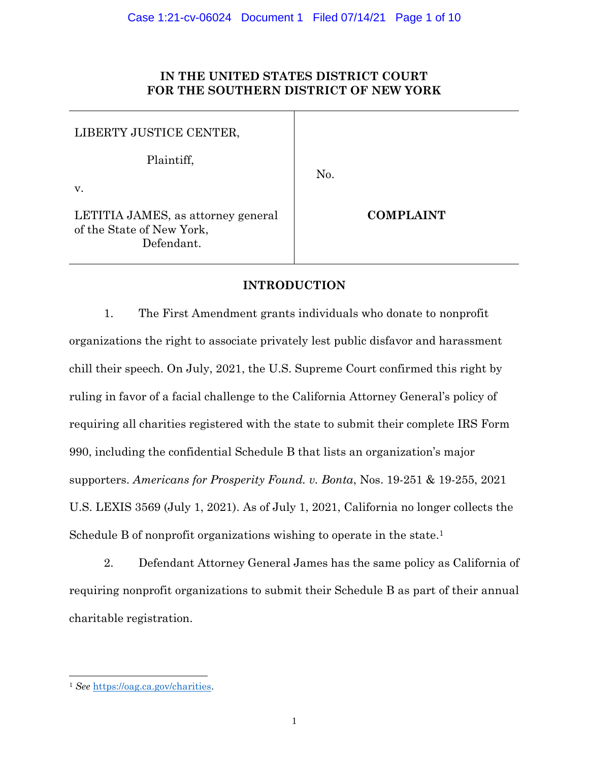**IN THE UNITED STATES DISTRICT COURT**
**FOR THE SOUTHERN DISTRICT OF NEW YORK**

| | |
|---|---|
| LIBERTY JUSTICE CENTER,<br><br>Plaintiff,<br><br>v.<br><br>LETITIA JAMES, as attorney general of the State of New York,<br>Defendant. | No.<br><br>**COMPLAINT** |

## INTRODUCTION

1. The First Amendment grants individuals who donate to nonprofit organizations the right to associate privately lest public disfavor and harassment chill their speech. On July, 2021, the U.S. Supreme Court confirmed this right by ruling in favor of a facial challenge to the California Attorney General's policy of requiring all charities registered with the state to submit their complete IRS Form 990, including the confidential Schedule B that lists an organization's major supporters. *Americans for Prosperity Found. v. Bonta*, Nos. 19-251 & 19-255, 2021 U.S. LEXIS 3569 (July 1, 2021). As of July 1, 2021, California no longer collects the Schedule B of nonprofit organizations wishing to operate in the state.[1]

2. Defendant Attorney General James has the same policy as California of requiring nonprofit organizations to submit their Schedule B as part of their annual charitable registration.

---

[1] *See* https://oag.ca.gov/charities.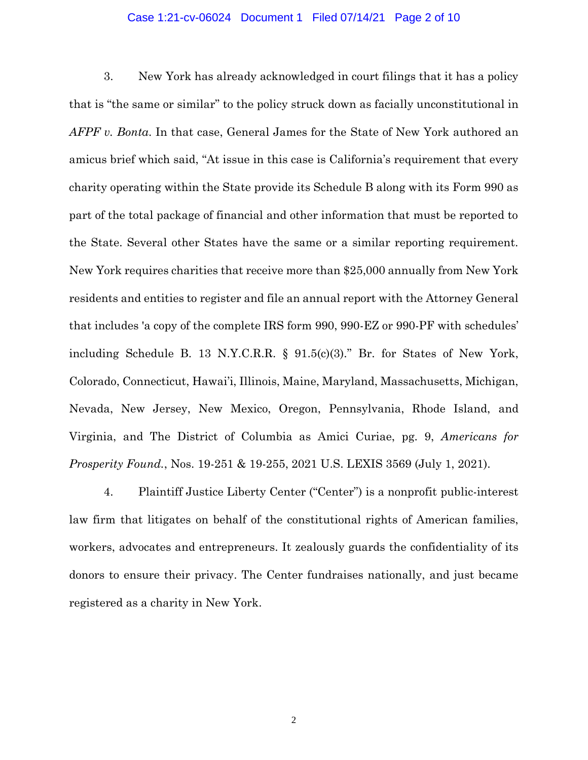3. New York has already acknowledged in court filings that it has a policy that is "the same or similar" to the policy struck down as facially unconstitutional in *AFPF v. Bonta*. In that case, General James for the State of New York authored an amicus brief which said, "At issue in this case is California's requirement that every charity operating within the State provide its Schedule B along with its Form 990 as part of the total package of financial and other information that must be reported to the State. Several other States have the same or a similar reporting requirement. New York requires charities that receive more than $25,000 annually from New York residents and entities to register and file an annual report with the Attorney General that includes 'a copy of the complete IRS form 990, 990-EZ or 990-PF with schedules' including Schedule B. 13 N.Y.C.R.R. § 91.5(c)(3)." Br. for States of New York, Colorado, Connecticut, Hawai'i, Illinois, Maine, Maryland, Massachusetts, Michigan, Nevada, New Jersey, New Mexico, Oregon, Pennsylvania, Rhode Island, and Virginia, and The District of Columbia as Amici Curiae, pg. 9, *Americans for Prosperity Found.*, Nos. 19-251 & 19-255, 2021 U.S. LEXIS 3569 (July 1, 2021).

4. Plaintiff Justice Liberty Center ("Center") is a nonprofit public-interest law firm that litigates on behalf of the constitutional rights of American families, workers, advocates and entrepreneurs. It zealously guards the confidentiality of its donors to ensure their privacy. The Center fundraises nationally, and just became registered as a charity in New York.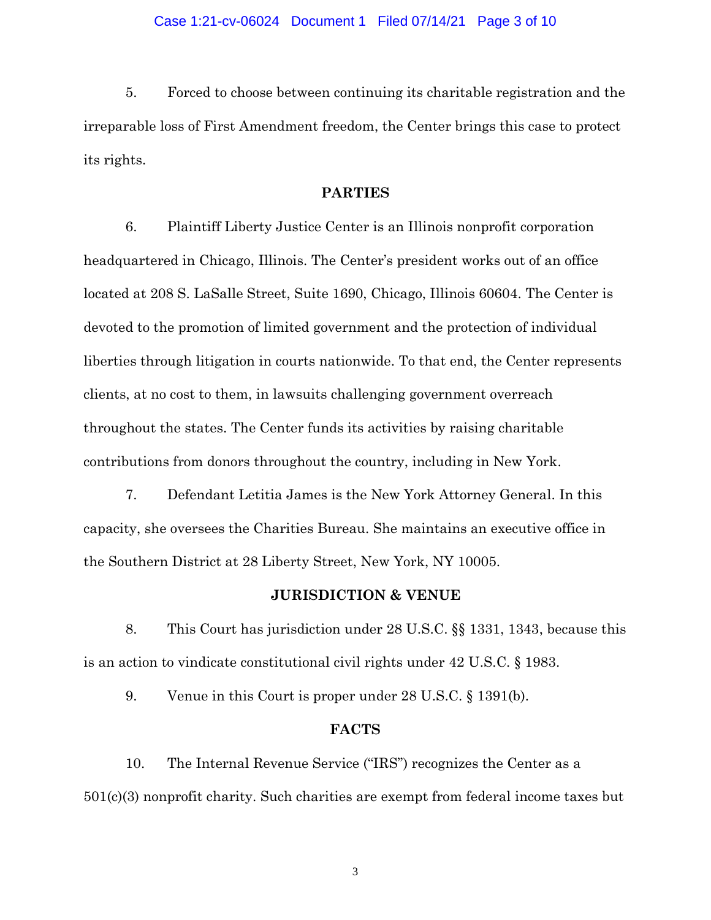5. Forced to choose between continuing its charitable registration and the irreparable loss of First Amendment freedom, the Center brings this case to protect its rights.

## PARTIES

6. Plaintiff Liberty Justice Center is an Illinois nonprofit corporation headquartered in Chicago, Illinois. The Center's president works out of an office located at 208 S. LaSalle Street, Suite 1690, Chicago, Illinois 60604. The Center is devoted to the promotion of limited government and the protection of individual liberties through litigation in courts nationwide. To that end, the Center represents clients, at no cost to them, in lawsuits challenging government overreach throughout the states. The Center funds its activities by raising charitable contributions from donors throughout the country, including in New York.

7. Defendant Letitia James is the New York Attorney General. In this capacity, she oversees the Charities Bureau. She maintains an executive office in the Southern District at 28 Liberty Street, New York, NY 10005.

## JURISDICTION & VENUE

8. This Court has jurisdiction under 28 U.S.C. §§ 1331, 1343, because this is an action to vindicate constitutional civil rights under 42 U.S.C. § 1983.

9. Venue in this Court is proper under 28 U.S.C. § 1391(b).

## FACTS

10. The Internal Revenue Service ("IRS") recognizes the Center as a 501(c)(3) nonprofit charity. Such charities are exempt from federal income taxes but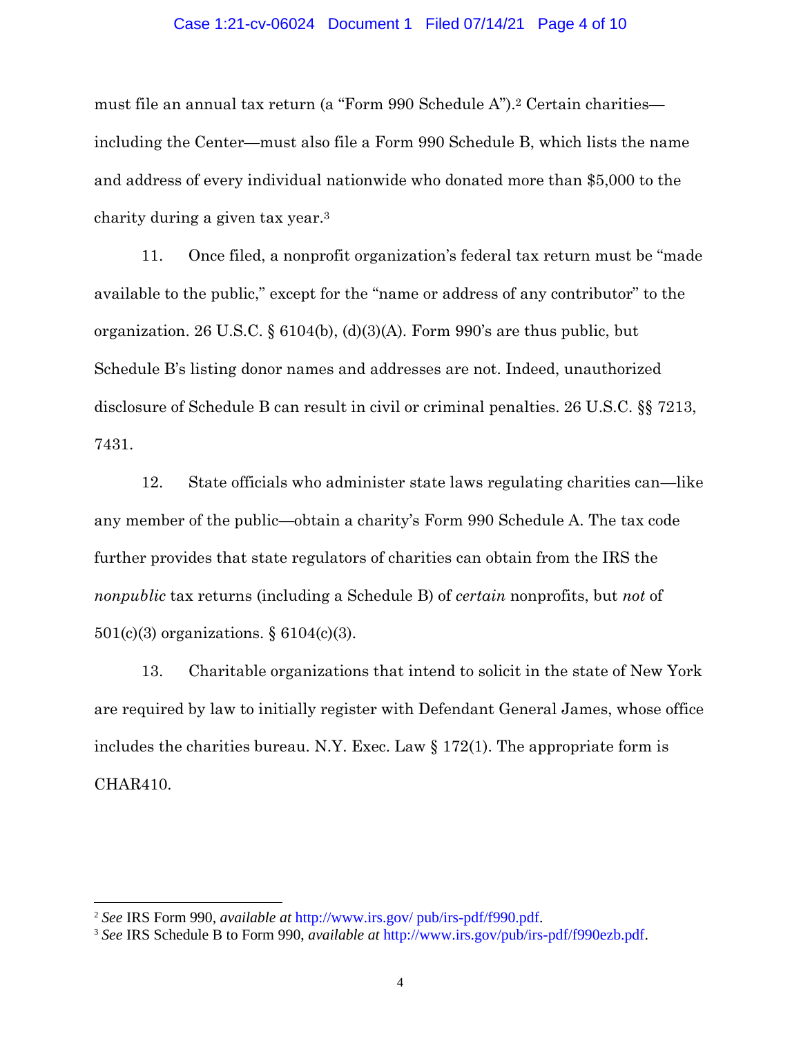must file an annual tax return (a "Form 990 Schedule A").[2] Certain charities—including the Center—must also file a Form 990 Schedule B, which lists the name and address of every individual nationwide who donated more than $5,000 to the charity during a given tax year.[3]

11. Once filed, a nonprofit organization's federal tax return must be "made available to the public," except for the "name or address of any contributor" to the organization. 26 U.S.C. § 6104(b), (d)(3)(A). Form 990's are thus public, but Schedule B's listing donor names and addresses are not. Indeed, unauthorized disclosure of Schedule B can result in civil or criminal penalties. 26 U.S.C. §§ 7213, 7431.

12. State officials who administer state laws regulating charities can—like any member of the public—obtain a charity's Form 990 Schedule A. The tax code further provides that state regulators of charities can obtain from the IRS the *nonpublic* tax returns (including a Schedule B) of *certain* nonprofits, but *not* of 501(c)(3) organizations. § 6104(c)(3).

13. Charitable organizations that intend to solicit in the state of New York are required by law to initially register with Defendant General James, whose office includes the charities bureau. N.Y. Exec. Law § 172(1). The appropriate form is CHAR410.

---

[2] *See* IRS Form 990, *available at* http://www.irs.gov/ pub/irs-pdf/f990.pdf.

[3] *See* IRS Schedule B to Form 990, *available at* http://www.irs.gov/pub/irs-pdf/f990ezb.pdf.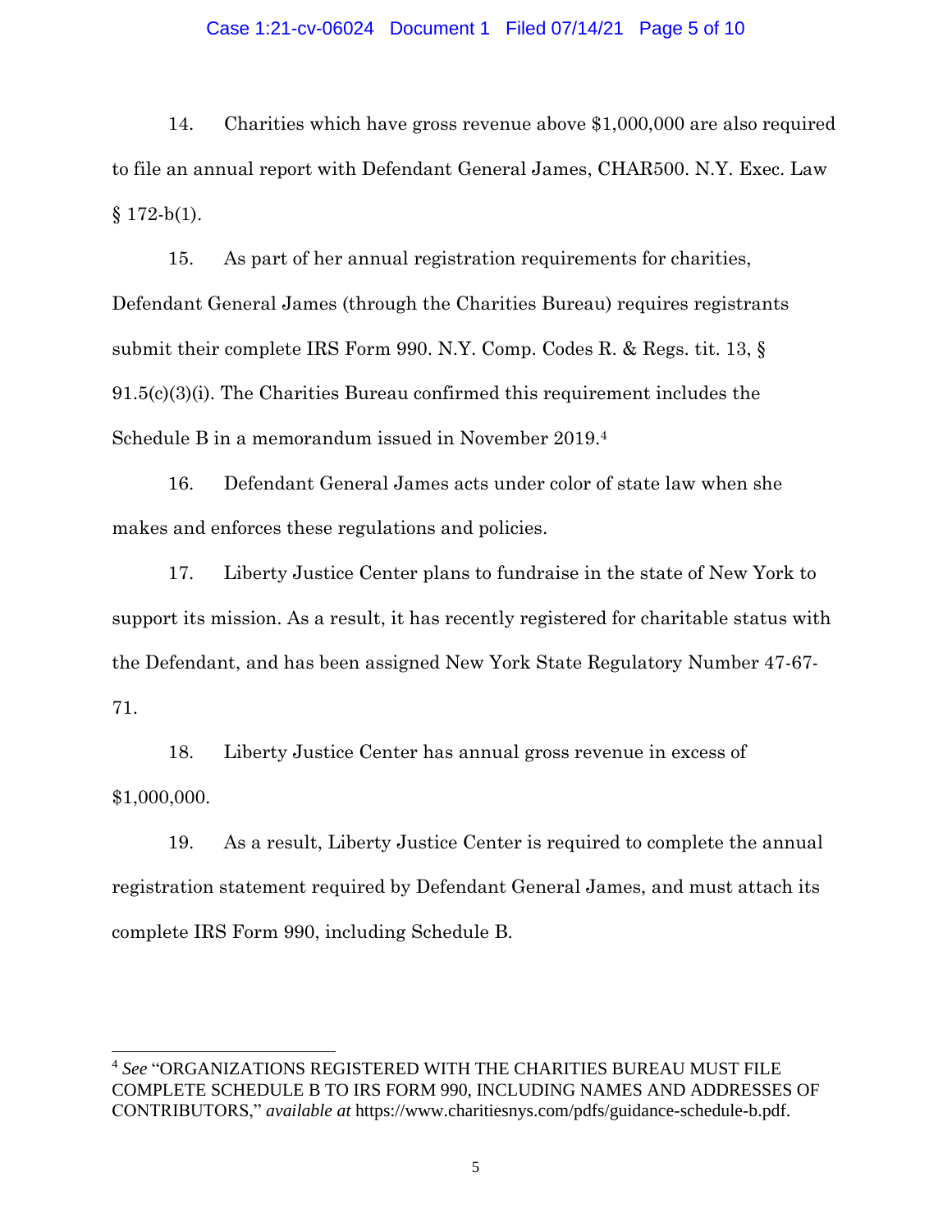14. Charities which have gross revenue above $1,000,000 are also required to file an annual report with Defendant General James, CHAR500. N.Y. Exec. Law § 172-b(1).

15. As part of her annual registration requirements for charities, Defendant General James (through the Charities Bureau) requires registrants submit their complete IRS Form 990. N.Y. Comp. Codes R. & Regs. tit. 13, § 91.5(c)(3)(i). The Charities Bureau confirmed this requirement includes the Schedule B in a memorandum issued in November 2019.[4]

16. Defendant General James acts under color of state law when she makes and enforces these regulations and policies.

17. Liberty Justice Center plans to fundraise in the state of New York to support its mission. As a result, it has recently registered for charitable status with the Defendant, and has been assigned New York State Regulatory Number 47-67-71.

18. Liberty Justice Center has annual gross revenue in excess of $1,000,000.

19. As a result, Liberty Justice Center is required to complete the annual registration statement required by Defendant General James, and must attach its complete IRS Form 990, including Schedule B.

---

[4] *See* "ORGANIZATIONS REGISTERED WITH THE CHARITIES BUREAU MUST FILE COMPLETE SCHEDULE B TO IRS FORM 990, INCLUDING NAMES AND ADDRESSES OF CONTRIBUTORS," *available at* https://www.charitiesnys.com/pdfs/guidance-schedule-b.pdf.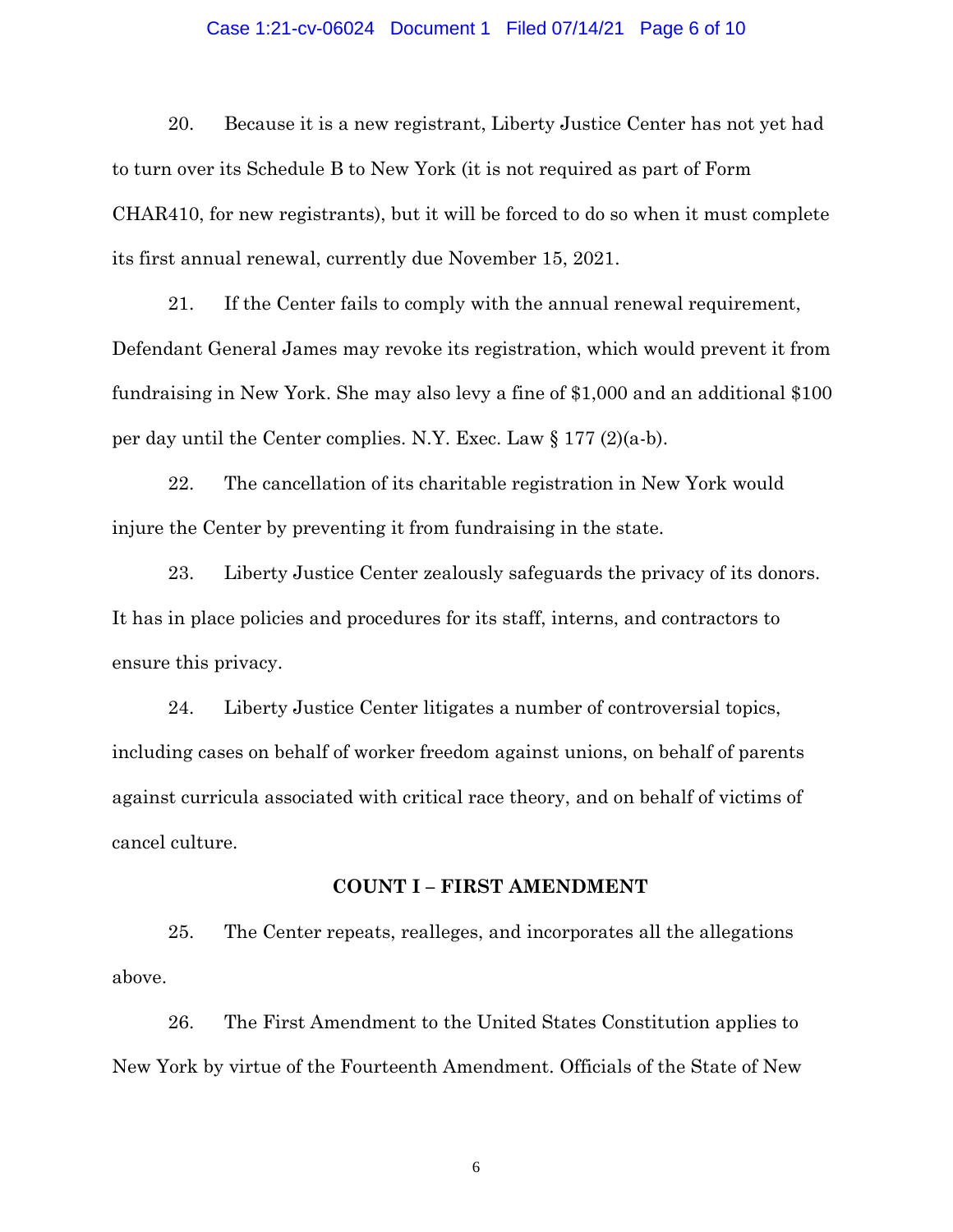20. Because it is a new registrant, Liberty Justice Center has not yet had to turn over its Schedule B to New York (it is not required as part of Form CHAR410, for new registrants), but it will be forced to do so when it must complete its first annual renewal, currently due November 15, 2021.

21. If the Center fails to comply with the annual renewal requirement, Defendant General James may revoke its registration, which would prevent it from fundraising in New York. She may also levy a fine of $1,000 and an additional $100 per day until the Center complies. N.Y. Exec. Law § 177 (2)(a-b).

22. The cancellation of its charitable registration in New York would injure the Center by preventing it from fundraising in the state.

23. Liberty Justice Center zealously safeguards the privacy of its donors. It has in place policies and procedures for its staff, interns, and contractors to ensure this privacy.

24. Liberty Justice Center litigates a number of controversial topics, including cases on behalf of worker freedom against unions, on behalf of parents against curricula associated with critical race theory, and on behalf of victims of cancel culture.

**COUNT I – FIRST AMENDMENT**

25. The Center repeats, realleges, and incorporates all the allegations above.

26. The First Amendment to the United States Constitution applies to New York by virtue of the Fourteenth Amendment. Officials of the State of New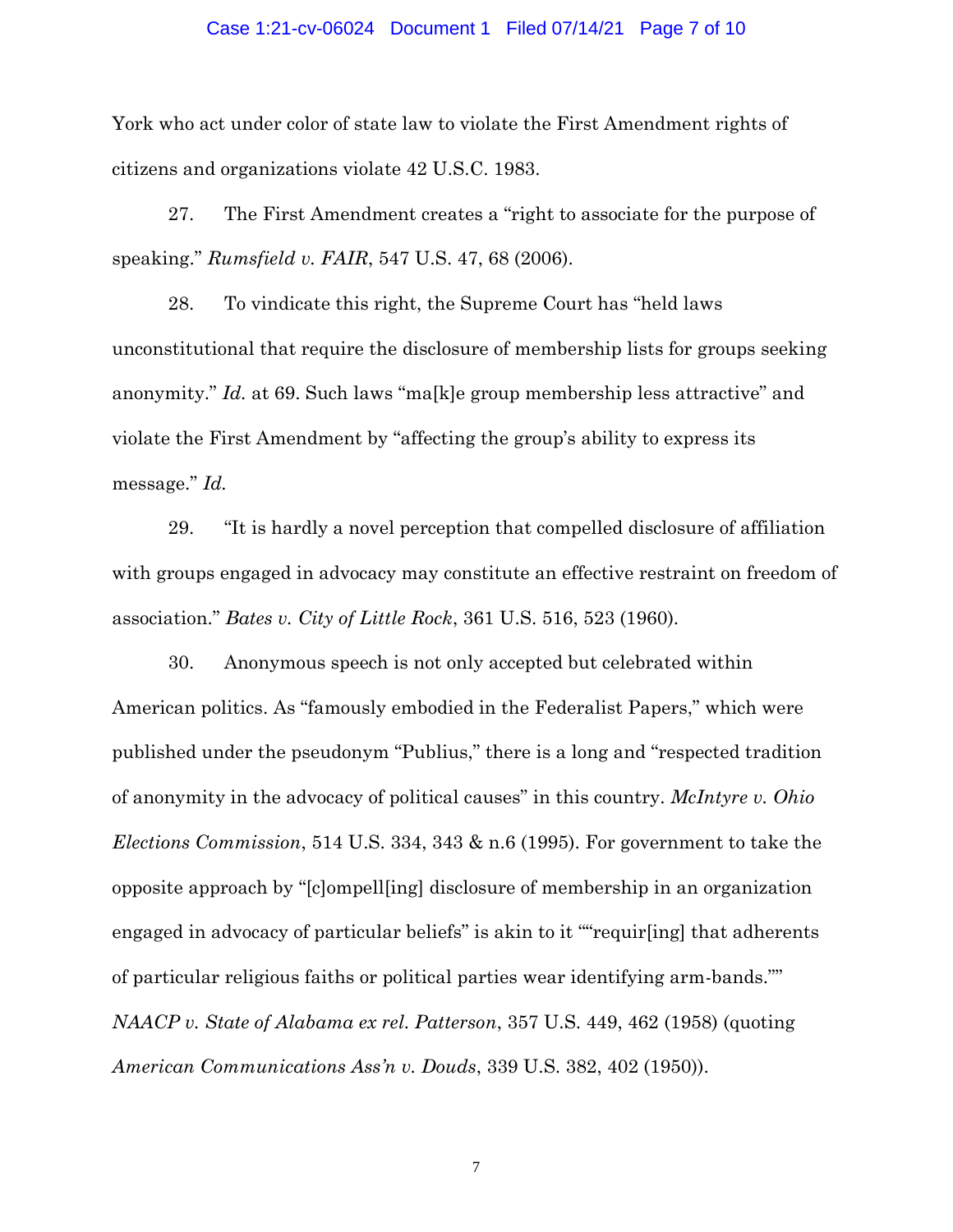York who act under color of state law to violate the First Amendment rights of citizens and organizations violate 42 U.S.C. 1983.

27. The First Amendment creates a "right to associate for the purpose of speaking." *Rumsfeld v. FAIR*, 547 U.S. 47, 68 (2006).

28. To vindicate this right, the Supreme Court has "held laws unconstitutional that require the disclosure of membership lists for groups seeking anonymity." *Id.* at 69. Such laws "ma[k]e group membership less attractive" and violate the First Amendment by "affecting the group's ability to express its message." *Id.*

29. "It is hardly a novel perception that compelled disclosure of affiliation with groups engaged in advocacy may constitute an effective restraint on freedom of association." *Bates v. City of Little Rock*, 361 U.S. 516, 523 (1960).

30. Anonymous speech is not only accepted but celebrated within American politics. As "famously embodied in the Federalist Papers," which were published under the pseudonym "Publius," there is a long and "respected tradition of anonymity in the advocacy of political causes" in this country. *McIntyre v. Ohio Elections Commission*, 514 U.S. 334, 343 & n.6 (1995). For government to take the opposite approach by "[c]ompell[ing] disclosure of membership in an organization engaged in advocacy of particular beliefs" is akin to it ""requir[ing] that adherents of particular religious faiths or political parties wear identifying arm-bands."" *NAACP v. State of Alabama ex rel. Patterson*, 357 U.S. 449, 462 (1958) (quoting *American Communications Ass'n v. Douds*, 339 U.S. 382, 402 (1950)).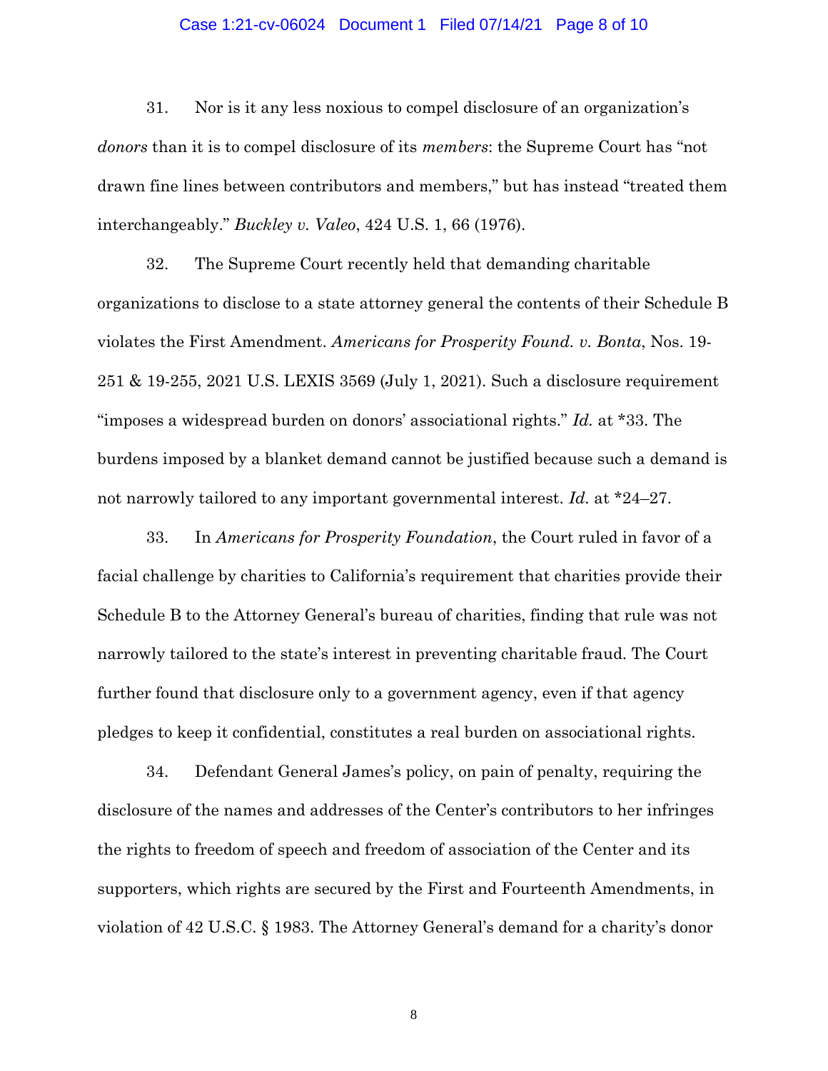31. Nor is it any less noxious to compel disclosure of an organization's *donors* than it is to compel disclosure of its *members*: the Supreme Court has "not drawn fine lines between contributors and members," but has instead "treated them interchangeably." *Buckley v. Valeo*, 424 U.S. 1, 66 (1976).

32. The Supreme Court recently held that demanding charitable organizations to disclose to a state attorney general the contents of their Schedule B violates the First Amendment. *Americans for Prosperity Found. v. Bonta*, Nos. 19-251 & 19-255, 2021 U.S. LEXIS 3569 (July 1, 2021). Such a disclosure requirement "imposes a widespread burden on donors' associational rights." *Id.* at *33. The burdens imposed by a blanket demand cannot be justified because such a demand is not narrowly tailored to any important governmental interest. *Id.* at *24–27.

33. In *Americans for Prosperity Foundation*, the Court ruled in favor of a facial challenge by charities to California's requirement that charities provide their Schedule B to the Attorney General's bureau of charities, finding that rule was not narrowly tailored to the state's interest in preventing charitable fraud. The Court further found that disclosure only to a government agency, even if that agency pledges to keep it confidential, constitutes a real burden on associational rights.

34. Defendant General James's policy, on pain of penalty, requiring the disclosure of the names and addresses of the Center's contributors to her infringes the rights to freedom of speech and freedom of association of the Center and its supporters, which rights are secured by the First and Fourteenth Amendments, in violation of 42 U.S.C. § 1983. The Attorney General's demand for a charity's donor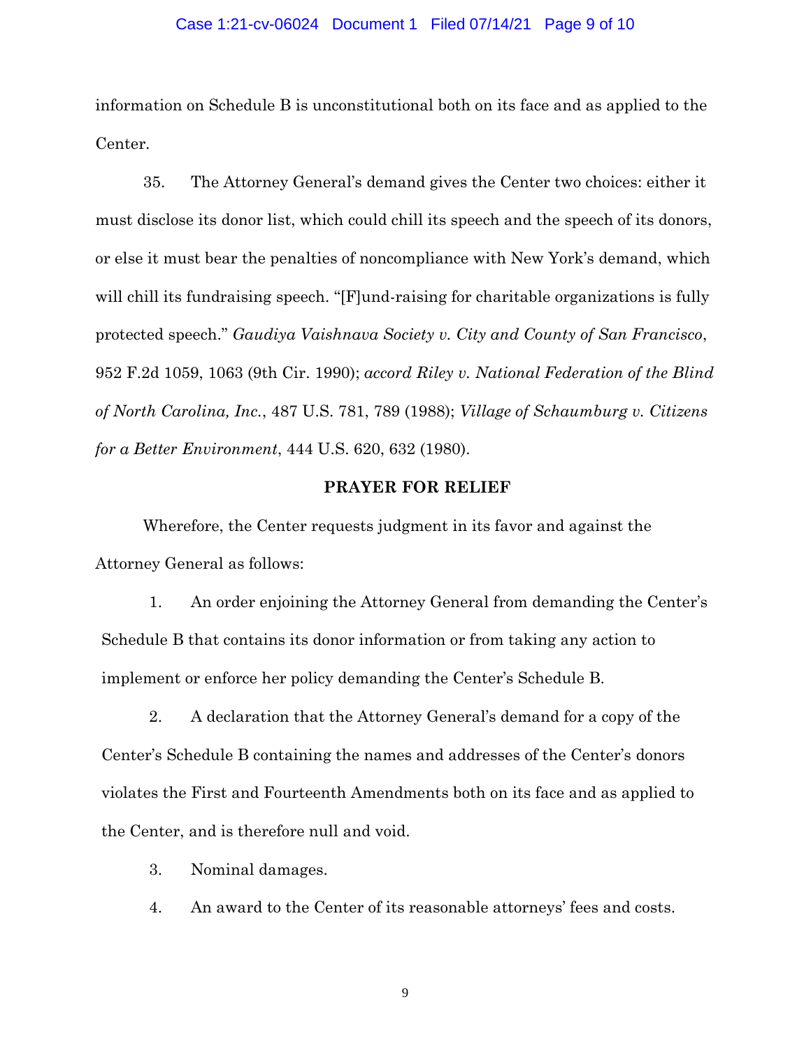information on Schedule B is unconstitutional both on its face and as applied to the Center.

35. The Attorney General's demand gives the Center two choices: either it must disclose its donor list, which could chill its speech and the speech of its donors, or else it must bear the penalties of noncompliance with New York's demand, which will chill its fundraising speech. "[F]und-raising for charitable organizations is fully protected speech." *Gaudiya Vaishnava Society v. City and County of San Francisco*, 952 F.2d 1059, 1063 (9th Cir. 1990); *accord Riley v. National Federation of the Blind of North Carolina, Inc.*, 487 U.S. 781, 789 (1988); *Village of Schaumburg v. Citizens for a Better Environment*, 444 U.S. 620, 632 (1980).

**PRAYER FOR RELIEF**

Wherefore, the Center requests judgment in its favor and against the Attorney General as follows:

1. An order enjoining the Attorney General from demanding the Center's Schedule B that contains its donor information or from taking any action to implement or enforce her policy demanding the Center's Schedule B.

2. A declaration that the Attorney General's demand for a copy of the Center's Schedule B containing the names and addresses of the Center's donors violates the First and Fourteenth Amendments both on its face and as applied to the Center, and is therefore null and void.

3. Nominal damages.

4. An award to the Center of its reasonable attorneys' fees and costs.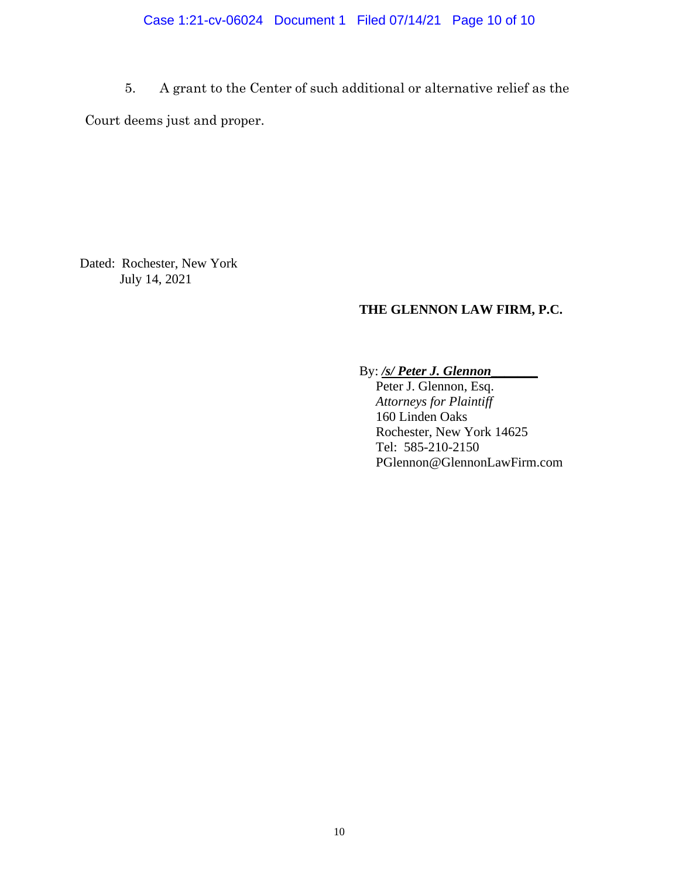5. A grant to the Center of such additional or alternative relief as the Court deems just and proper.

Dated: Rochester, New York
July 14, 2021

**THE GLENNON LAW FIRM, P.C.**

By: ***/s/ Peter J. Glennon_______***
Peter J. Glennon, Esq.
*Attorneys for Plaintiff*
160 Linden Oaks
Rochester, New York 14625
Tel: 585-210-2150
PGlennon@GlennonLawFirm.com